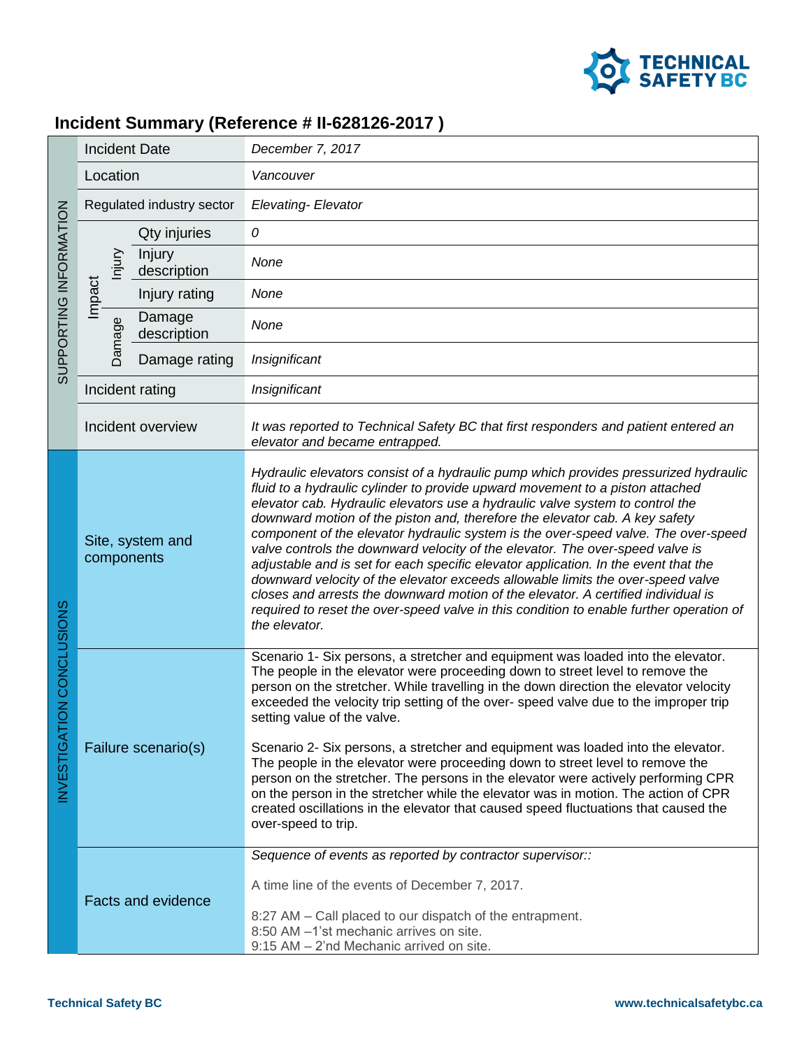## Incident Summary (Reference # II-628126-2017 )

| | | | |
|---|---|---|---|
| SUPPORTING INFORMATION | Incident Date | | *December 7, 2017* |
| | Location | | *Vancouver* |
| | Regulated industry sector | | *Elevating- Elevator* |
| | Impact – Injury | Qty injuries | *0* |
| | | Injury description | *None* |
| | | Injury rating | *None* |
| | Impact – Damage | Damage description | *None* |
| | | Damage rating | *Insignificant* |
| | Incident rating | | *Insignificant* |
| | Incident overview | | *It was reported to Technical Safety BC that first responders and patient entered an elevator and became entrapped.* |
| INVESTIGATION CONCLUSIONS | Site, system and components | | *Hydraulic elevators consist of a hydraulic pump which provides pressurized hydraulic fluid to a hydraulic cylinder to provide upward movement to a piston attached elevator cab. Hydraulic elevators use a hydraulic valve system to control the downward motion of the piston and, therefore the elevator cab. A key safety component of the elevator hydraulic system is the over-speed valve. The over-speed valve controls the downward velocity of the elevator. The over-speed valve is adjustable and is set for each specific elevator application. In the event that the downward velocity of the elevator exceeds allowable limits the over-speed valve closes and arrests the downward motion of the elevator. A certified individual is required to reset the over-speed valve in this condition to enable further operation of the elevator.* |
| | Failure scenario(s) | | Scenario 1- Six persons, a stretcher and equipment was loaded into the elevator. The people in the elevator were proceeding down to street level to remove the person on the stretcher. While travelling in the down direction the elevator velocity exceeded the velocity trip setting of the over- speed valve due to the improper trip setting value of the valve.<br><br>Scenario 2- Six persons, a stretcher and equipment was loaded into the elevator. The people in the elevator were proceeding down to street level to remove the person on the stretcher. The persons in the elevator were actively performing CPR on the person in the stretcher while the elevator was in motion. The action of CPR created oscillations in the elevator that caused speed fluctuations that caused the over-speed to trip. |
| | Facts and evidence | | *Sequence of events as reported by contractor supervisor::*<br><br>A time line of the events of December 7, 2017.<br><br>8:27 AM – Call placed to our dispatch of the entrapment.<br>8:50 AM –1'st mechanic arrives on site.<br>9:15 AM – 2'nd Mechanic arrived on site. |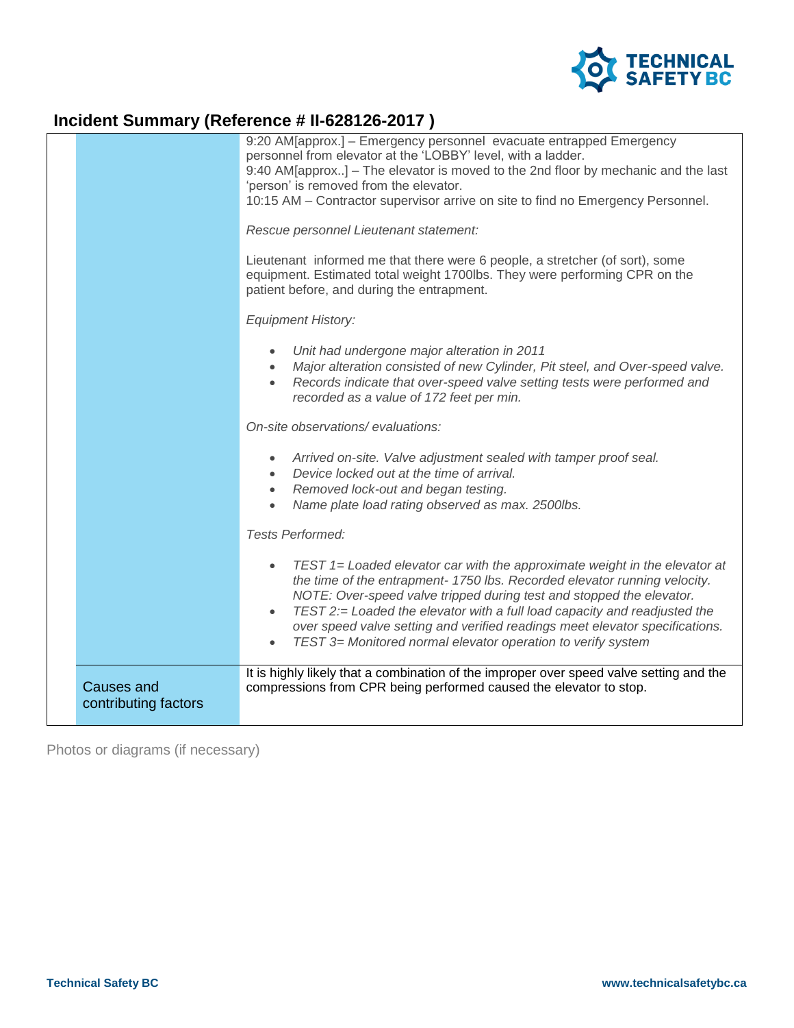## Incident Summary (Reference # II-628126-2017 )

| | |
|---|---|
| | 9:20 AM[approx.] – Emergency personnel evacuate entrapped Emergency personnel from elevator at the 'LOBBY' level, with a ladder.<br>9:40 AM[approx..] – The elevator is moved to the 2nd floor by mechanic and the last 'person' is removed from the elevator.<br>10:15 AM – Contractor supervisor arrive on site to find no Emergency Personnel.<br><br>*Rescue personnel Lieutenant statement:*<br><br>Lieutenant informed me that there were 6 people, a stretcher (of sort), some equipment. Estimated total weight 1700lbs. They were performing CPR on the patient before, and during the entrapment.<br><br>*Equipment History:*<br><br>• *Unit had undergone major alteration in 2011*<br>• *Major alteration consisted of new Cylinder, Pit steel, and Over-speed valve.*<br>• *Records indicate that over-speed valve setting tests were performed and recorded as a value of 172 feet per min.*<br><br>*On-site observations/ evaluations:*<br><br>• *Arrived on-site. Valve adjustment sealed with tamper proof seal.*<br>• *Device locked out at the time of arrival.*<br>• *Removed lock-out and began testing.*<br>• *Name plate load rating observed as max. 2500lbs.*<br><br>*Tests Performed:*<br><br>• *TEST 1= Loaded elevator car with the approximate weight in the elevator at the time of the entrapment- 1750 lbs. Recorded elevator running velocity. NOTE: Over-speed valve tripped during test and stopped the elevator.*<br>• *TEST 2:= Loaded the elevator with a full load capacity and readjusted the over speed valve setting and verified readings meet elevator specifications.*<br>• *TEST 3= Monitored normal elevator operation to verify system* |
| Causes and contributing factors | It is highly likely that a combination of the improper over speed valve setting and the compressions from CPR being performed caused the elevator to stop. |

Photos or diagrams (if necessary)